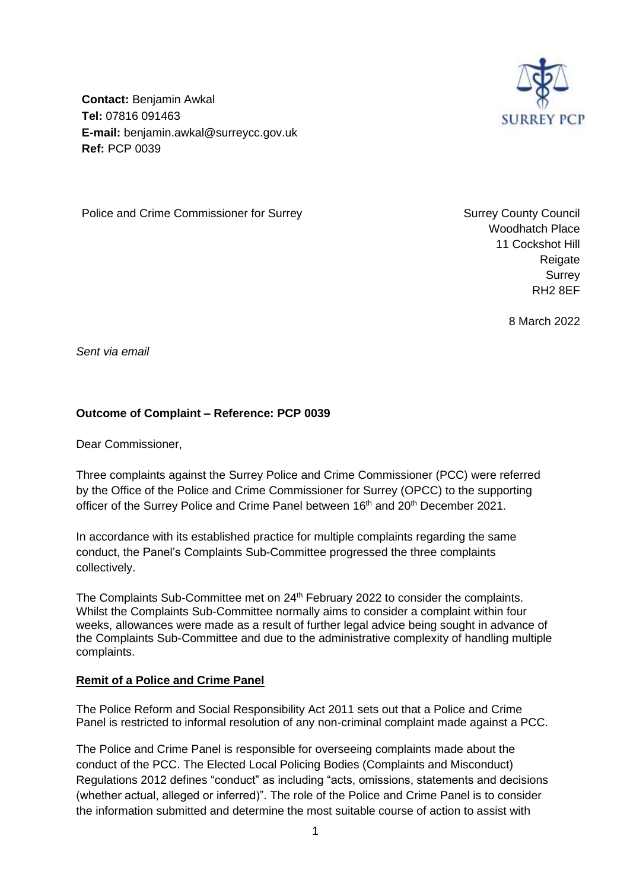**Contact:** Benjamin Awkal
**Tel:** 07816 091463
**E-mail:** benjamin.awkal@surreycc.gov.uk
**Ref:** PCP 0039

SURREY PCP

Police and Crime Commissioner for Surrey

Surrey County Council
Woodhatch Place
11 Cockshot Hill
Reigate
Surrey
RH2 8EF

8 March 2022

*Sent via email*

**Outcome of Complaint – Reference: PCP 0039**

Dear Commissioner,

Three complaints against the Surrey Police and Crime Commissioner (PCC) were referred by the Office of the Police and Crime Commissioner for Surrey (OPCC) to the supporting officer of the Surrey Police and Crime Panel between 16th and 20th December 2021.

In accordance with its established practice for multiple complaints regarding the same conduct, the Panel's Complaints Sub-Committee progressed the three complaints collectively.

The Complaints Sub-Committee met on 24th February 2022 to consider the complaints. Whilst the Complaints Sub-Committee normally aims to consider a complaint within four weeks, allowances were made as a result of further legal advice being sought in advance of the Complaints Sub-Committee and due to the administrative complexity of handling multiple complaints.

**Remit of a Police and Crime Panel**

The Police Reform and Social Responsibility Act 2011 sets out that a Police and Crime Panel is restricted to informal resolution of any non-criminal complaint made against a PCC.

The Police and Crime Panel is responsible for overseeing complaints made about the conduct of the PCC. The Elected Local Policing Bodies (Complaints and Misconduct) Regulations 2012 defines "conduct" as including "acts, omissions, statements and decisions (whether actual, alleged or inferred)". The role of the Police and Crime Panel is to consider the information submitted and determine the most suitable course of action to assist with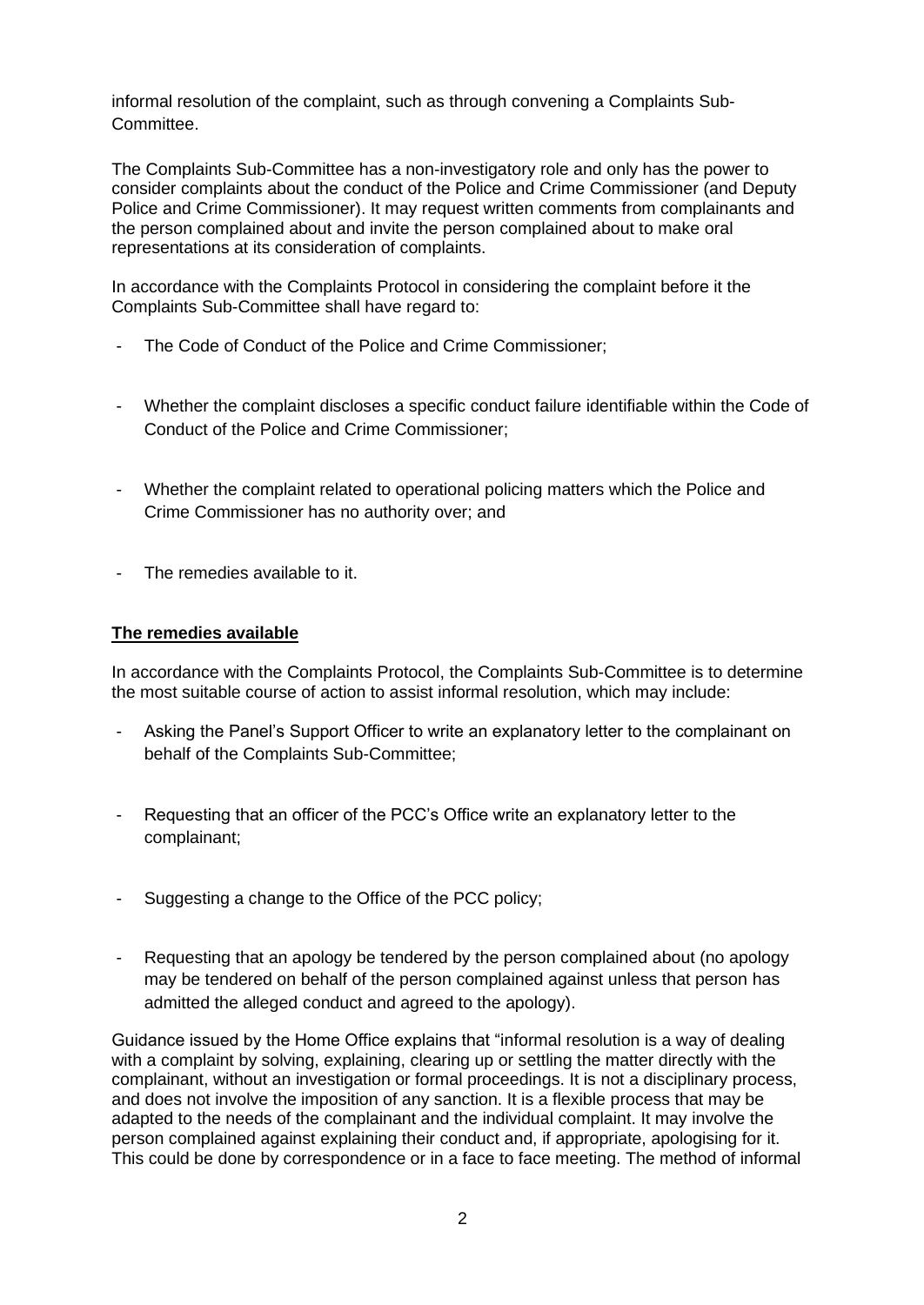informal resolution of the complaint, such as through convening a Complaints Sub-Committee.

The Complaints Sub-Committee has a non-investigatory role and only has the power to consider complaints about the conduct of the Police and Crime Commissioner (and Deputy Police and Crime Commissioner). It may request written comments from complainants and the person complained about and invite the person complained about to make oral representations at its consideration of complaints.

In accordance with the Complaints Protocol in considering the complaint before it the Complaints Sub-Committee shall have regard to:

- The Code of Conduct of the Police and Crime Commissioner;
- Whether the complaint discloses a specific conduct failure identifiable within the Code of Conduct of the Police and Crime Commissioner;
- Whether the complaint related to operational policing matters which the Police and Crime Commissioner has no authority over; and
- The remedies available to it.

**<u>The remedies available</u>**

In accordance with the Complaints Protocol, the Complaints Sub-Committee is to determine the most suitable course of action to assist informal resolution, which may include:

- Asking the Panel's Support Officer to write an explanatory letter to the complainant on behalf of the Complaints Sub-Committee;
- Requesting that an officer of the PCC's Office write an explanatory letter to the complainant;
- Suggesting a change to the Office of the PCC policy;
- Requesting that an apology be tendered by the person complained about (no apology may be tendered on behalf of the person complained against unless that person has admitted the alleged conduct and agreed to the apology).

Guidance issued by the Home Office explains that "informal resolution is a way of dealing with a complaint by solving, explaining, clearing up or settling the matter directly with the complainant, without an investigation or formal proceedings. It is not a disciplinary process, and does not involve the imposition of any sanction. It is a flexible process that may be adapted to the needs of the complainant and the individual complaint. It may involve the person complained against explaining their conduct and, if appropriate, apologising for it. This could be done by correspondence or in a face to face meeting. The method of informal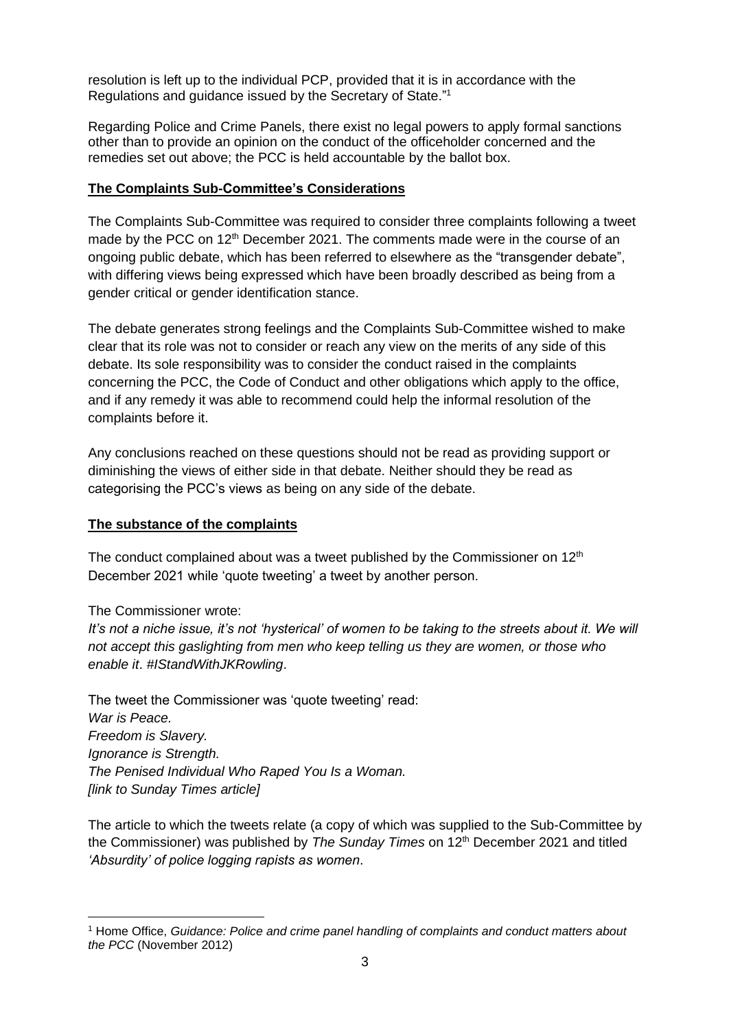resolution is left up to the individual PCP, provided that it is in accordance with the Regulations and guidance issued by the Secretary of State."[1]

Regarding Police and Crime Panels, there exist no legal powers to apply formal sanctions other than to provide an opinion on the conduct of the officeholder concerned and the remedies set out above; the PCC is held accountable by the ballot box.

## The Complaints Sub-Committee's Considerations

The Complaints Sub-Committee was required to consider three complaints following a tweet made by the PCC on 12th December 2021. The comments made were in the course of an ongoing public debate, which has been referred to elsewhere as the "transgender debate", with differing views being expressed which have been broadly described as being from a gender critical or gender identification stance.

The debate generates strong feelings and the Complaints Sub-Committee wished to make clear that its role was not to consider or reach any view on the merits of any side of this debate. Its sole responsibility was to consider the conduct raised in the complaints concerning the PCC, the Code of Conduct and other obligations which apply to the office, and if any remedy it was able to recommend could help the informal resolution of the complaints before it.

Any conclusions reached on these questions should not be read as providing support or diminishing the views of either side in that debate. Neither should they be read as categorising the PCC's views as being on any side of the debate.

## The substance of the complaints

The conduct complained about was a tweet published by the Commissioner on 12th December 2021 while 'quote tweeting' a tweet by another person.

The Commissioner wrote:
*It's not a niche issue, it's not 'hysterical' of women to be taking to the streets about it. We will not accept this gaslighting from men who keep telling us they are women, or those who enable it*. *#IStandWithJKRowling*.

The tweet the Commissioner was 'quote tweeting' read:
*War is Peace.*
*Freedom is Slavery.*
*Ignorance is Strength.*
*The Penised Individual Who Raped You Is a Woman.*
*[link to Sunday Times article]*

The article to which the tweets relate (a copy of which was supplied to the Sub-Committee by the Commissioner) was published by *The Sunday Times* on 12th December 2021 and titled *'Absurdity' of police logging rapists as women*.

---

[1] Home Office, *Guidance: Police and crime panel handling of complaints and conduct matters about the PCC* (November 2012)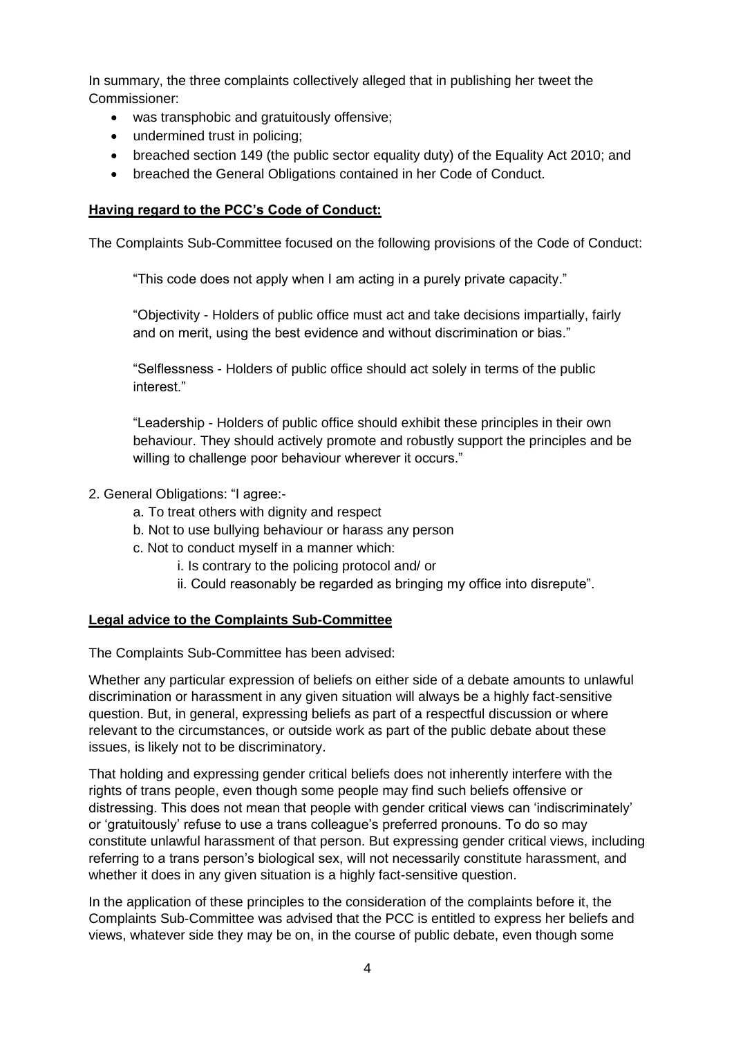In summary, the three complaints collectively alleged that in publishing her tweet the Commissioner:

- was transphobic and gratuitously offensive;
- undermined trust in policing;
- breached section 149 (the public sector equality duty) of the Equality Act 2010; and
- breached the General Obligations contained in her Code of Conduct.

**Having regard to the PCC's Code of Conduct:**

The Complaints Sub-Committee focused on the following provisions of the Code of Conduct:

> "This code does not apply when I am acting in a purely private capacity."
>
> "Objectivity - Holders of public office must act and take decisions impartially, fairly and on merit, using the best evidence and without discrimination or bias."
>
> "Selflessness - Holders of public office should act solely in terms of the public interest."
>
> "Leadership - Holders of public office should exhibit these principles in their own behaviour. They should actively promote and robustly support the principles and be willing to challenge poor behaviour wherever it occurs."

2. General Obligations: "I agree:-
    - a. To treat others with dignity and respect
    - b. Not to use bullying behaviour or harass any person
    - c. Not to conduct myself in a manner which:
        - i. Is contrary to the policing protocol and/ or
        - ii. Could reasonably be regarded as bringing my office into disrepute".

**Legal advice to the Complaints Sub-Committee**

The Complaints Sub-Committee has been advised:

Whether any particular expression of beliefs on either side of a debate amounts to unlawful discrimination or harassment in any given situation will always be a highly fact-sensitive question. But, in general, expressing beliefs as part of a respectful discussion or where relevant to the circumstances, or outside work as part of the public debate about these issues, is likely not to be discriminatory.

That holding and expressing gender critical beliefs does not inherently interfere with the rights of trans people, even though some people may find such beliefs offensive or distressing. This does not mean that people with gender critical views can 'indiscriminately' or 'gratuitously' refuse to use a trans colleague's preferred pronouns. To do so may constitute unlawful harassment of that person. But expressing gender critical views, including referring to a trans person's biological sex, will not necessarily constitute harassment, and whether it does in any given situation is a highly fact-sensitive question.

In the application of these principles to the consideration of the complaints before it, the Complaints Sub-Committee was advised that the PCC is entitled to express her beliefs and views, whatever side they may be on, in the course of public debate, even though some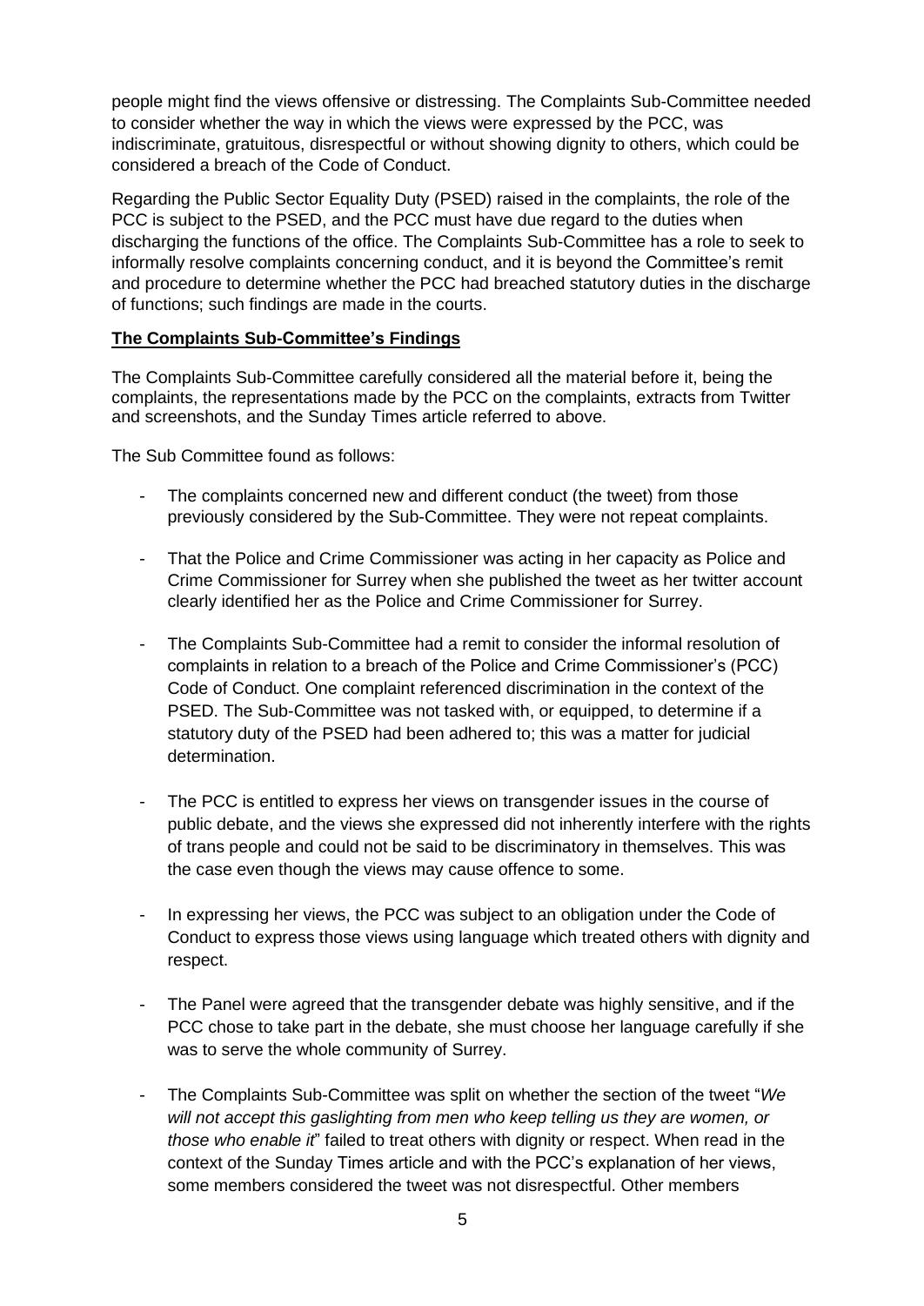people might find the views offensive or distressing. The Complaints Sub-Committee needed to consider whether the way in which the views were expressed by the PCC, was indiscriminate, gratuitous, disrespectful or without showing dignity to others, which could be considered a breach of the Code of Conduct.

Regarding the Public Sector Equality Duty (PSED) raised in the complaints, the role of the PCC is subject to the PSED, and the PCC must have due regard to the duties when discharging the functions of the office. The Complaints Sub-Committee has a role to seek to informally resolve complaints concerning conduct, and it is beyond the Committee's remit and procedure to determine whether the PCC had breached statutory duties in the discharge of functions; such findings are made in the courts.

**The Complaints Sub-Committee's Findings**

The Complaints Sub-Committee carefully considered all the material before it, being the complaints, the representations made by the PCC on the complaints, extracts from Twitter and screenshots, and the Sunday Times article referred to above.

The Sub Committee found as follows:

- The complaints concerned new and different conduct (the tweet) from those previously considered by the Sub-Committee. They were not repeat complaints.

- That the Police and Crime Commissioner was acting in her capacity as Police and Crime Commissioner for Surrey when she published the tweet as her twitter account clearly identified her as the Police and Crime Commissioner for Surrey.

- The Complaints Sub-Committee had a remit to consider the informal resolution of complaints in relation to a breach of the Police and Crime Commissioner's (PCC) Code of Conduct. One complaint referenced discrimination in the context of the PSED. The Sub-Committee was not tasked with, or equipped, to determine if a statutory duty of the PSED had been adhered to; this was a matter for judicial determination.

- The PCC is entitled to express her views on transgender issues in the course of public debate, and the views she expressed did not inherently interfere with the rights of trans people and could not be said to be discriminatory in themselves. This was the case even though the views may cause offence to some.

- In expressing her views, the PCC was subject to an obligation under the Code of Conduct to express those views using language which treated others with dignity and respect.

- The Panel were agreed that the transgender debate was highly sensitive, and if the PCC chose to take part in the debate, she must choose her language carefully if she was to serve the whole community of Surrey.

- The Complaints Sub-Committee was split on whether the section of the tweet "*We will not accept this gaslighting from men who keep telling us they are women, or those who enable it*" failed to treat others with dignity or respect. When read in the context of the Sunday Times article and with the PCC's explanation of her views, some members considered the tweet was not disrespectful. Other members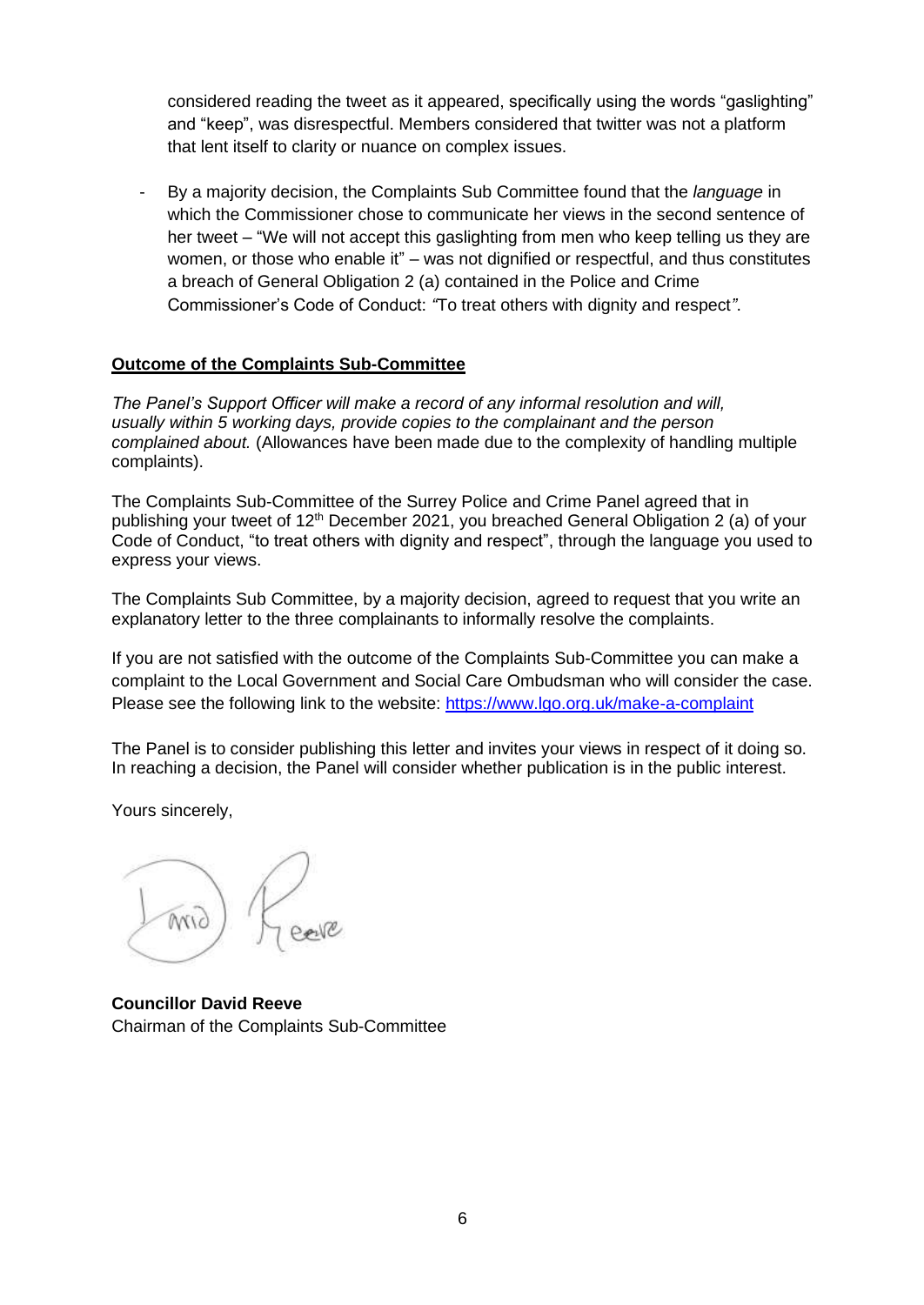considered reading the tweet as it appeared, specifically using the words "gaslighting" and "keep", was disrespectful. Members considered that twitter was not a platform that lent itself to clarity or nuance on complex issues.

- By a majority decision, the Complaints Sub Committee found that the *language* in which the Commissioner chose to communicate her views in the second sentence of her tweet – "We will not accept this gaslighting from men who keep telling us they are women, or those who enable it" – was not dignified or respectful, and thus constitutes a breach of General Obligation 2 (a) contained in the Police and Crime Commissioner's Code of Conduct: *"*To treat others with dignity and respect*"*.

**Outcome of the Complaints Sub-Committee**

*The Panel's Support Officer will make a record of any informal resolution and will, usually within 5 working days, provide copies to the complainant and the person complained about.* (Allowances have been made due to the complexity of handling multiple complaints).

The Complaints Sub-Committee of the Surrey Police and Crime Panel agreed that in publishing your tweet of 12th December 2021, you breached General Obligation 2 (a) of your Code of Conduct, "to treat others with dignity and respect", through the language you used to express your views.

The Complaints Sub Committee, by a majority decision, agreed to request that you write an explanatory letter to the three complainants to informally resolve the complaints.

If you are not satisfied with the outcome of the Complaints Sub-Committee you can make a complaint to the Local Government and Social Care Ombudsman who will consider the case. Please see the following link to the website: https://www.lgo.org.uk/make-a-complaint

The Panel is to consider publishing this letter and invites your views in respect of it doing so. In reaching a decision, the Panel will consider whether publication is in the public interest.

Yours sincerely,

David Reeve

**Councillor David Reeve**
Chairman of the Complaints Sub-Committee